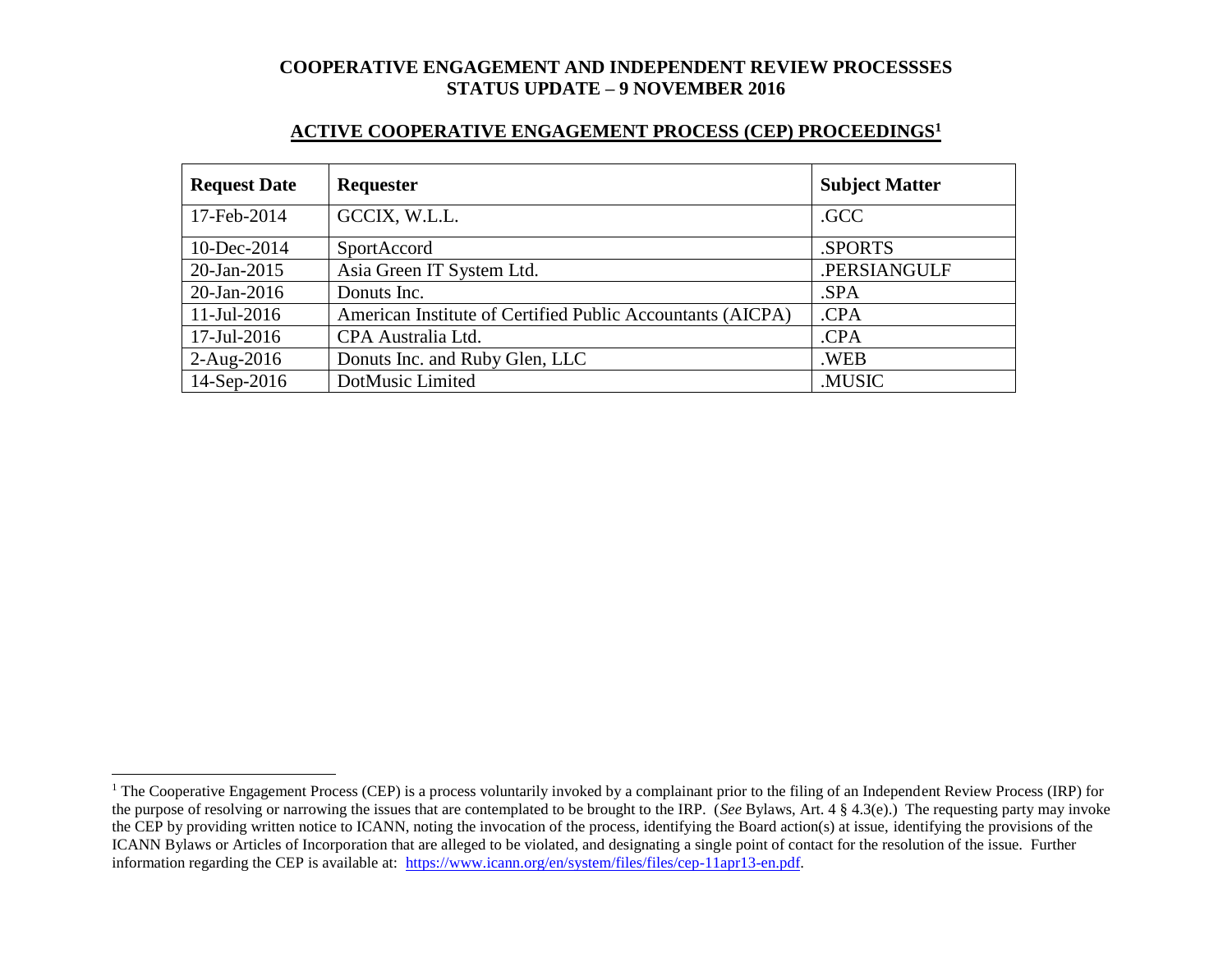# COOPERATIVE ENGAGEMENT AND INDEPENDENT REVIEW PROCESSSES
# STATUS UPDATE – 9 NOVEMBER 2016

## ACTIVE COOPERATIVE ENGAGEMENT PROCESS (CEP) PROCEEDINGS[1]

| Request Date | Requester | Subject Matter |
|---|---|---|
| 17-Feb-2014 | GCCIX, W.L.L. | .GCC |
| 10-Dec-2014 | SportAccord | .SPORTS |
| 20-Jan-2015 | Asia Green IT System Ltd. | .PERSIANGULF |
| 20-Jan-2016 | Donuts Inc. | .SPA |
| 11-Jul-2016 | American Institute of Certified Public Accountants (AICPA) | .CPA |
| 17-Jul-2016 | CPA Australia Ltd. | .CPA |
| 2-Aug-2016 | Donuts Inc. and Ruby Glen, LLC | .WEB |
| 14-Sep-2016 | DotMusic Limited | .MUSIC |

[1] The Cooperative Engagement Process (CEP) is a process voluntarily invoked by a complainant prior to the filing of an Independent Review Process (IRP) for the purpose of resolving or narrowing the issues that are contemplated to be brought to the IRP. (*See* Bylaws, Art. 4 § 4.3(e).) The requesting party may invoke the CEP by providing written notice to ICANN, noting the invocation of the process, identifying the Board action(s) at issue, identifying the provisions of the ICANN Bylaws or Articles of Incorporation that are alleged to be violated, and designating a single point of contact for the resolution of the issue. Further information regarding the CEP is available at: https://www.icann.org/en/system/files/files/cep-11apr13-en.pdf.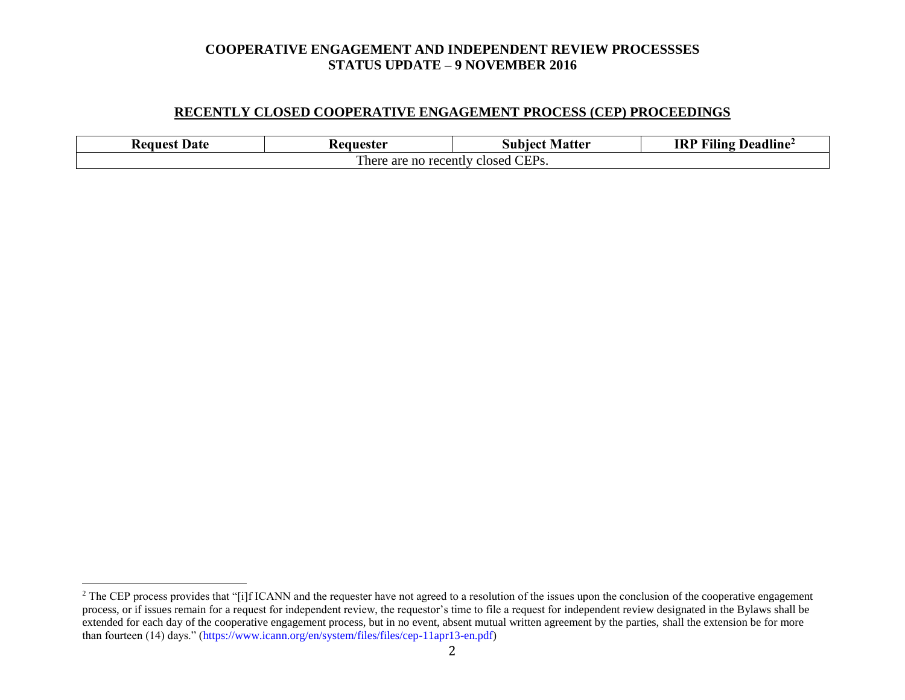# COOPERATIVE ENGAGEMENT AND INDEPENDENT REVIEW PROCESSSES
# STATUS UPDATE – 9 NOVEMBER 2016

## RECENTLY CLOSED COOPERATIVE ENGAGEMENT PROCESS (CEP) PROCEEDINGS

| Request Date | Requester | Subject Matter | IRP Filing Deadline[2] |
| --- | --- | --- | --- |
| There are no recently closed CEPs. | | | |

[2] The CEP process provides that "[i]f ICANN and the requester have not agreed to a resolution of the issues upon the conclusion of the cooperative engagement process, or if issues remain for a request for independent review, the requestor's time to file a request for independent review designated in the Bylaws shall be extended for each day of the cooperative engagement process, but in no event, absent mutual written agreement by the parties, shall the extension be for more than fourteen (14) days." (https://www.icann.org/en/system/files/files/cep-11apr13-en.pdf)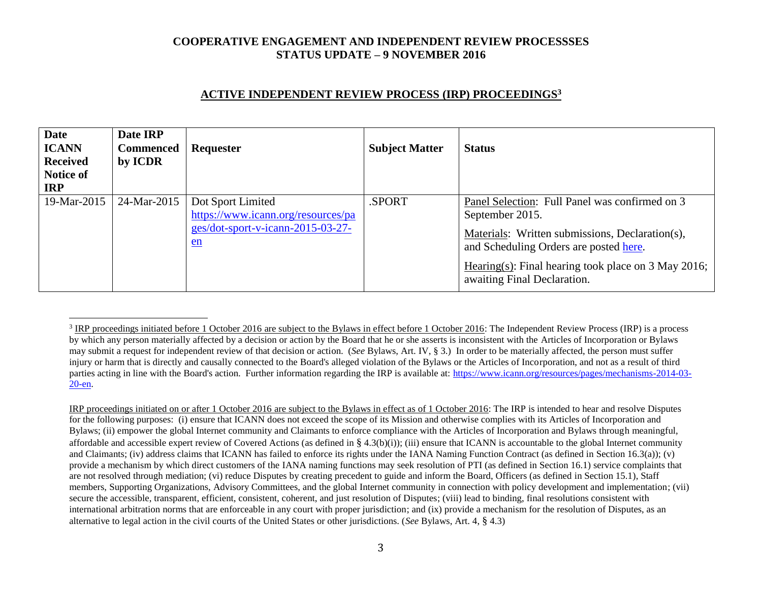**COOPERATIVE ENGAGEMENT AND INDEPENDENT REVIEW PROCESSSES**
**STATUS UPDATE – 9 NOVEMBER 2016**

## ACTIVE INDEPENDENT REVIEW PROCESS (IRP) PROCEEDINGS[3]

| Date ICANN Received Notice of IRP | Date IRP Commenced by ICDR | Requester | Subject Matter | Status |
|---|---|---|---|---|
| 19-Mar-2015 | 24-Mar-2015 | Dot Sport Limited https://www.icann.org/resources/pages/dot-sport-v-icann-2015-03-27-en | .SPORT | Panel Selection: Full Panel was confirmed on 3 September 2015.<br><br>Materials: Written submissions, Declaration(s), and Scheduling Orders are posted here.<br><br>Hearing(s): Final hearing took place on 3 May 2016; awaiting Final Declaration. |

[3] IRP proceedings initiated before 1 October 2016 are subject to the Bylaws in effect before 1 October 2016: The Independent Review Process (IRP) is a process by which any person materially affected by a decision or action by the Board that he or she asserts is inconsistent with the Articles of Incorporation or Bylaws may submit a request for independent review of that decision or action. (*See* Bylaws, Art. IV, § 3.) In order to be materially affected, the person must suffer injury or harm that is directly and causally connected to the Board's alleged violation of the Bylaws or the Articles of Incorporation, and not as a result of third parties acting in line with the Board's action. Further information regarding the IRP is available at: https://www.icann.org/resources/pages/mechanisms-2014-03-20-en.

IRP proceedings initiated on or after 1 October 2016 are subject to the Bylaws in effect as of 1 October 2016: The IRP is intended to hear and resolve Disputes for the following purposes: (i) ensure that ICANN does not exceed the scope of its Mission and otherwise complies with its Articles of Incorporation and Bylaws; (ii) empower the global Internet community and Claimants to enforce compliance with the Articles of Incorporation and Bylaws through meaningful, affordable and accessible expert review of Covered Actions (as defined in § 4.3(b)(i)); (iii) ensure that ICANN is accountable to the global Internet community and Claimants; (iv) address claims that ICANN has failed to enforce its rights under the IANA Naming Function Contract (as defined in Section 16.3(a)); (v) provide a mechanism by which direct customers of the IANA naming functions may seek resolution of PTI (as defined in Section 16.1) service complaints that are not resolved through mediation; (vi) reduce Disputes by creating precedent to guide and inform the Board, Officers (as defined in Section 15.1), Staff members, Supporting Organizations, Advisory Committees, and the global Internet community in connection with policy development and implementation; (vii) secure the accessible, transparent, efficient, consistent, coherent, and just resolution of Disputes; (viii) lead to binding, final resolutions consistent with international arbitration norms that are enforceable in any court with proper jurisdiction; and (ix) provide a mechanism for the resolution of Disputes, as an alternative to legal action in the civil courts of the United States or other jurisdictions. (*See* Bylaws, Art. 4, § 4.3)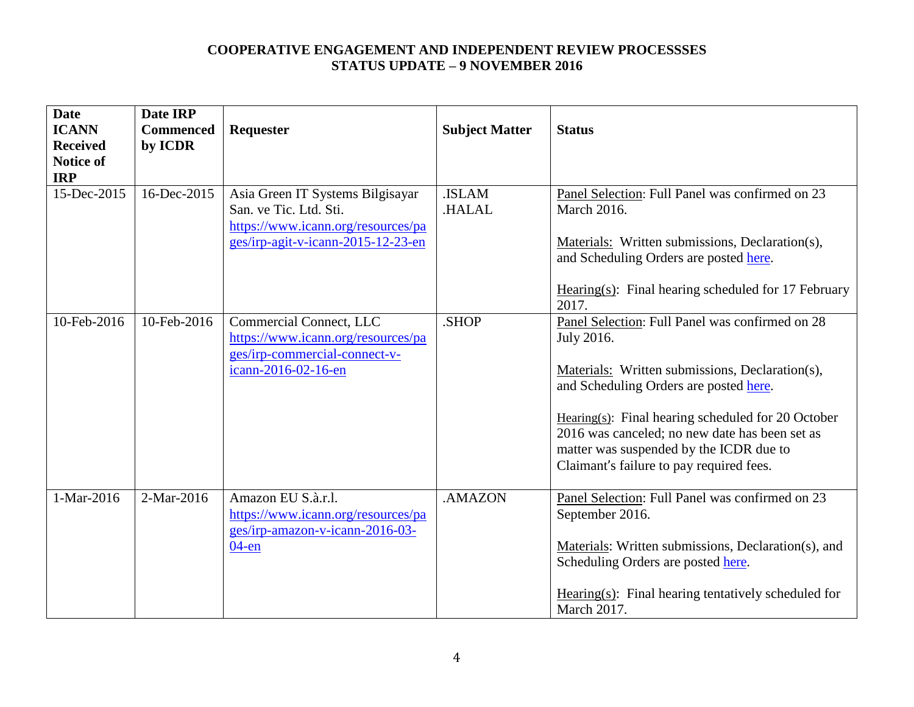# COOPERATIVE ENGAGEMENT AND INDEPENDENT REVIEW PROCESSSES
## STATUS UPDATE – 9 NOVEMBER 2016

| Date ICANN Received Notice of IRP | Date IRP Commenced by ICDR | Requester | Subject Matter | Status |
|---|---|---|---|---|
| 15-Dec-2015 | 16-Dec-2015 | Asia Green IT Systems Bilgisayar San. ve Tic. Ltd. Sti. [https://www.icann.org/resources/pages/irp-agit-v-icann-2015-12-23-en](https://www.icann.org/resources/pages/irp-agit-v-icann-2015-12-23-en) | .ISLAM .HALAL | Panel Selection: Full Panel was confirmed on 23 March 2016.<br><br>Materials: Written submissions, Declaration(s), and Scheduling Orders are posted here.<br><br>Hearing(s): Final hearing scheduled for 17 February 2017. |
| 10-Feb-2016 | 10-Feb-2016 | Commercial Connect, LLC [https://www.icann.org/resources/pages/irp-commercial-connect-v-icann-2016-02-16-en](https://www.icann.org/resources/pages/irp-commercial-connect-v-icann-2016-02-16-en) | .SHOP | Panel Selection: Full Panel was confirmed on 28 July 2016.<br><br>Materials: Written submissions, Declaration(s), and Scheduling Orders are posted here.<br><br>Hearing(s): Final hearing scheduled for 20 October 2016 was canceled; no new date has been set as matter was suspended by the ICDR due to Claimant's failure to pay required fees. |
| 1-Mar-2016 | 2-Mar-2016 | Amazon EU S.à.r.l. [https://www.icann.org/resources/pages/irp-amazon-v-icann-2016-03-04-en](https://www.icann.org/resources/pages/irp-amazon-v-icann-2016-03-04-en) | .AMAZON | Panel Selection: Full Panel was confirmed on 23 September 2016.<br><br>Materials: Written submissions, Declaration(s), and Scheduling Orders are posted here.<br><br>Hearing(s): Final hearing tentatively scheduled for March 2017. |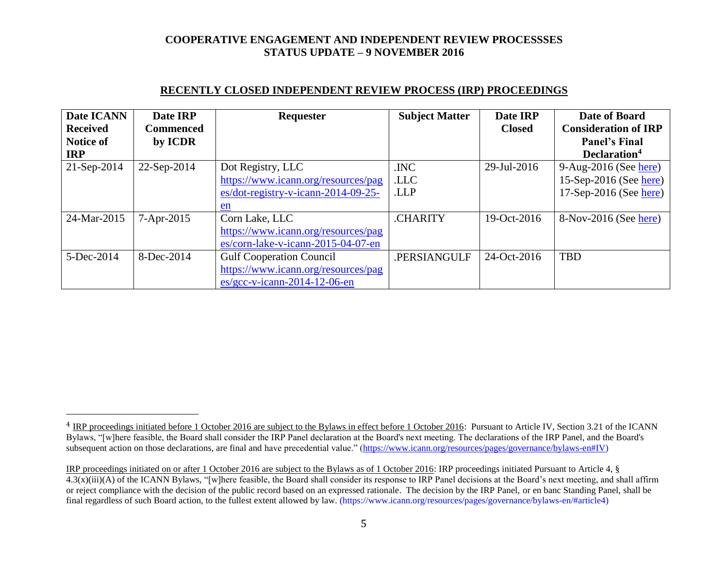**COOPERATIVE ENGAGEMENT AND INDEPENDENT REVIEW PROCESSSES**
**STATUS UPDATE – 9 NOVEMBER 2016**

## RECENTLY CLOSED INDEPENDENT REVIEW PROCESS (IRP) PROCEEDINGS

| Date ICANN Received Notice of IRP | Date IRP Commenced by ICDR | Requester | Subject Matter | Date IRP Closed | Date of Board Consideration of IRP Panel's Final Declaration[4] |
|---|---|---|---|---|---|
| 21-Sep-2014 | 22-Sep-2014 | Dot Registry, LLC https://www.icann.org/resources/pages/dot-registry-v-icann-2014-09-25-en | .INC .LLC .LLP | 29-Jul-2016 | 9-Aug-2016 (See here) 15-Sep-2016 (See here) 17-Sep-2016 (See here) |
| 24-Mar-2015 | 7-Apr-2015 | Corn Lake, LLC https://www.icann.org/resources/pages/corn-lake-v-icann-2015-04-07-en | .CHARITY | 19-Oct-2016 | 8-Nov-2016 (See here) |
| 5-Dec-2014 | 8-Dec-2014 | Gulf Cooperation Council https://www.icann.org/resources/pages/gcc-v-icann-2014-12-06-en | .PERSIANGULF | 24-Oct-2016 | TBD |

[4] IRP proceedings initiated before 1 October 2016 are subject to the Bylaws in effect before 1 October 2016: Pursuant to Article IV, Section 3.21 of the ICANN Bylaws, "[w]here feasible, the Board shall consider the IRP Panel declaration at the Board's next meeting. The declarations of the IRP Panel, and the Board's subsequent action on those declarations, are final and have precedential value." (https://www.icann.org/resources/pages/governance/bylaws-en#IV)

IRP proceedings initiated on or after 1 October 2016 are subject to the Bylaws as of 1 October 2016: IRP proceedings initiated Pursuant to Article 4, § 4.3(x)(iii)(A) of the ICANN Bylaws, "[w]here feasible, the Board shall consider its response to IRP Panel decisions at the Board's next meeting, and shall affirm or reject compliance with the decision of the public record based on an expressed rationale. The decision by the IRP Panel, or en banc Standing Panel, shall be final regardless of such Board action, to the fullest extent allowed by law. (https://www.icann.org/resources/pages/governance/bylaws-en/#article4)